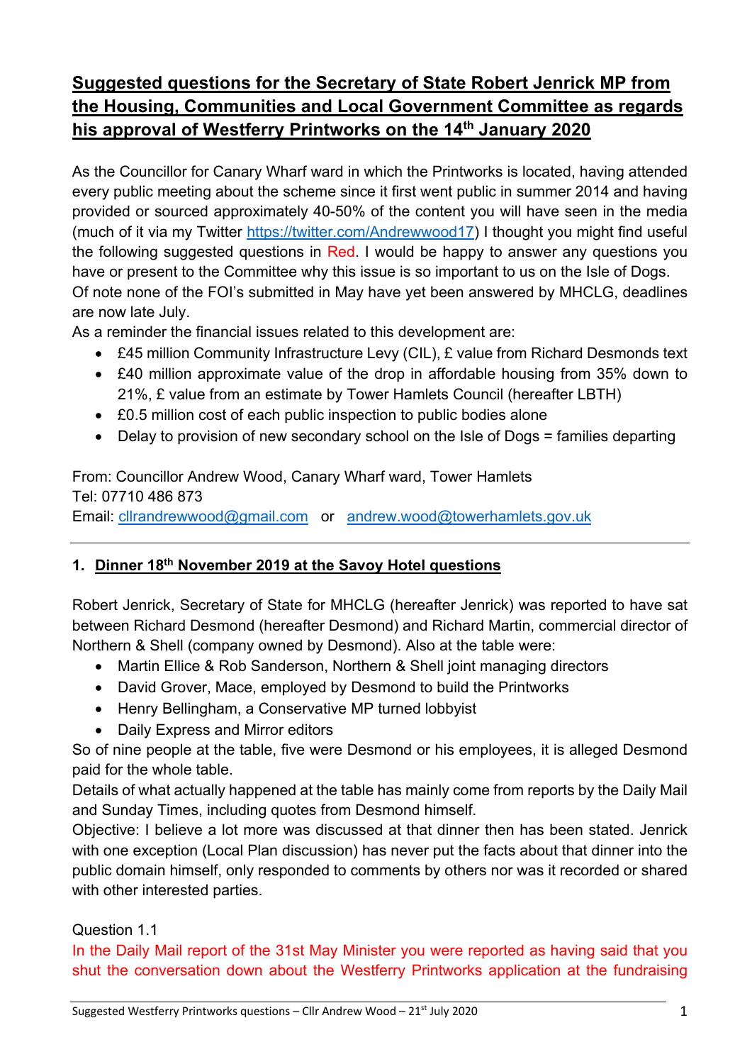# Suggested questions for the Secretary of State Robert Jenrick MP from the Housing, Communities and Local Government Committee as regards his approval of Westferry Printworks on the 14th January 2020

As the Councillor for Canary Wharf ward in which the Printworks is located, having attended every public meeting about the scheme since it first went public in summer 2014 and having provided or sourced approximately 40-50% of the content you will have seen in the media (much of it via my Twitter https://twitter.com/Andrewwood17) I thought you might find useful the following suggested questions in Red. I would be happy to answer any questions you have or present to the Committee why this issue is so important to us on the Isle of Dogs.
Of note none of the FOI's submitted in May have yet been answered by MHCLG, deadlines are now late July.
As a reminder the financial issues related to this development are:

- £45 million Community Infrastructure Levy (CIL), £ value from Richard Desmonds text
- £40 million approximate value of the drop in affordable housing from 35% down to 21%, £ value from an estimate by Tower Hamlets Council (hereafter LBTH)
- £0.5 million cost of each public inspection to public bodies alone
- Delay to provision of new secondary school on the Isle of Dogs = families departing

From: Councillor Andrew Wood, Canary Wharf ward, Tower Hamlets
Tel: 07710 486 873
Email: cllrandrewwood@gmail.com or andrew.wood@towerhamlets.gov.uk

---

## 1. Dinner 18th November 2019 at the Savoy Hotel questions

Robert Jenrick, Secretary of State for MHCLG (hereafter Jenrick) was reported to have sat between Richard Desmond (hereafter Desmond) and Richard Martin, commercial director of Northern & Shell (company owned by Desmond). Also at the table were:

- Martin Ellice & Rob Sanderson, Northern & Shell joint managing directors
- David Grover, Mace, employed by Desmond to build the Printworks
- Henry Bellingham, a Conservative MP turned lobbyist
- Daily Express and Mirror editors

So of nine people at the table, five were Desmond or his employees, it is alleged Desmond paid for the whole table.
Details of what actually happened at the table has mainly come from reports by the Daily Mail and Sunday Times, including quotes from Desmond himself.
Objective: I believe a lot more was discussed at that dinner then has been stated. Jenrick with one exception (Local Plan discussion) has never put the facts about that dinner into the public domain himself, only responded to comments by others nor was it recorded or shared with other interested parties.

Question 1.1
In the Daily Mail report of the 31st May Minister you were reported as having said that you shut the conversation down about the Westferry Printworks application at the fundraising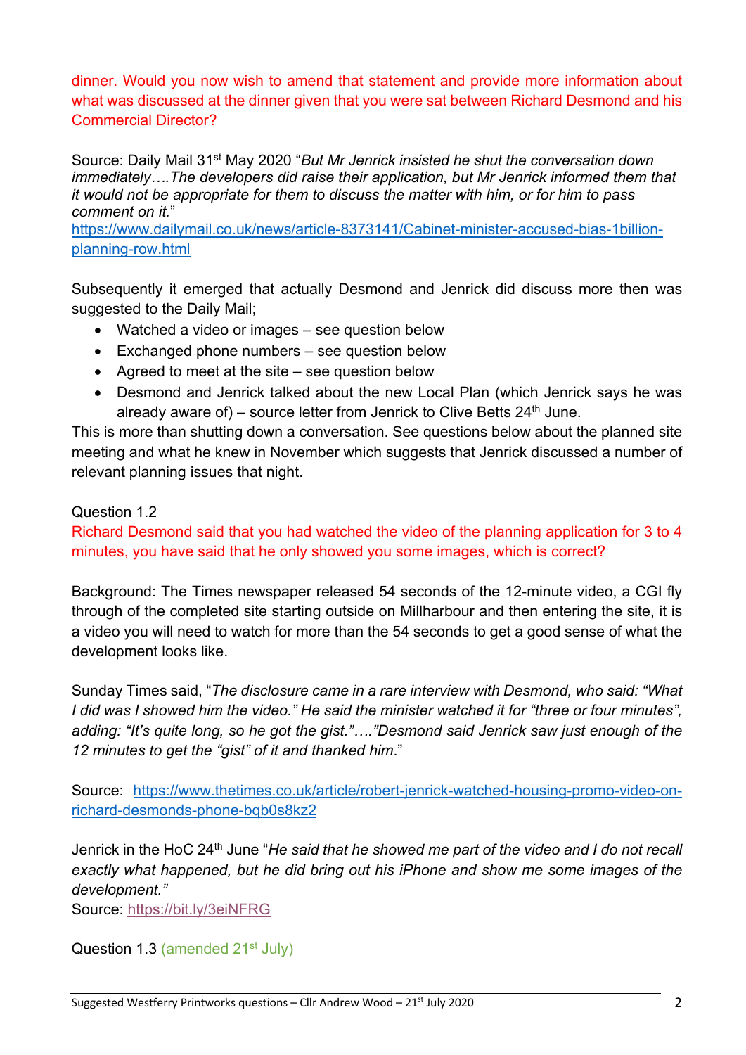dinner. Would you now wish to amend that statement and provide more information about what was discussed at the dinner given that you were sat between Richard Desmond and his Commercial Director?

Source: Daily Mail 31st May 2020 "*But Mr Jenrick insisted he shut the conversation down immediately….The developers did raise their application, but Mr Jenrick informed them that it would not be appropriate for them to discuss the matter with him, or for him to pass comment on it.*"
https://www.dailymail.co.uk/news/article-8373141/Cabinet-minister-accused-bias-1billion-planning-row.html

Subsequently it emerged that actually Desmond and Jenrick did discuss more then was suggested to the Daily Mail;

- Watched a video or images – see question below
- Exchanged phone numbers – see question below
- Agreed to meet at the site – see question below
- Desmond and Jenrick talked about the new Local Plan (which Jenrick says he was already aware of) – source letter from Jenrick to Clive Betts 24th June.

This is more than shutting down a conversation. See questions below about the planned site meeting and what he knew in November which suggests that Jenrick discussed a number of relevant planning issues that night.

Question 1.2

Richard Desmond said that you had watched the video of the planning application for 3 to 4 minutes, you have said that he only showed you some images, which is correct?

Background: The Times newspaper released 54 seconds of the 12-minute video, a CGI fly through of the completed site starting outside on Millharbour and then entering the site, it is a video you will need to watch for more than the 54 seconds to get a good sense of what the development looks like.

Sunday Times said, "*The disclosure came in a rare interview with Desmond, who said: "What I did was I showed him the video." He said the minister watched it for "three or four minutes", adding: "It's quite long, so he got the gist."…."Desmond said Jenrick saw just enough of the 12 minutes to get the "gist" of it and thanked him*."

Source: https://www.thetimes.co.uk/article/robert-jenrick-watched-housing-promo-video-on-richard-desmonds-phone-bqb0s8kz2

Jenrick in the HoC 24th June "*He said that he showed me part of the video and I do not recall exactly what happened, but he did bring out his iPhone and show me some images of the development.*"
Source: https://bit.ly/3eiNFRG

Question 1.3 (amended 21st July)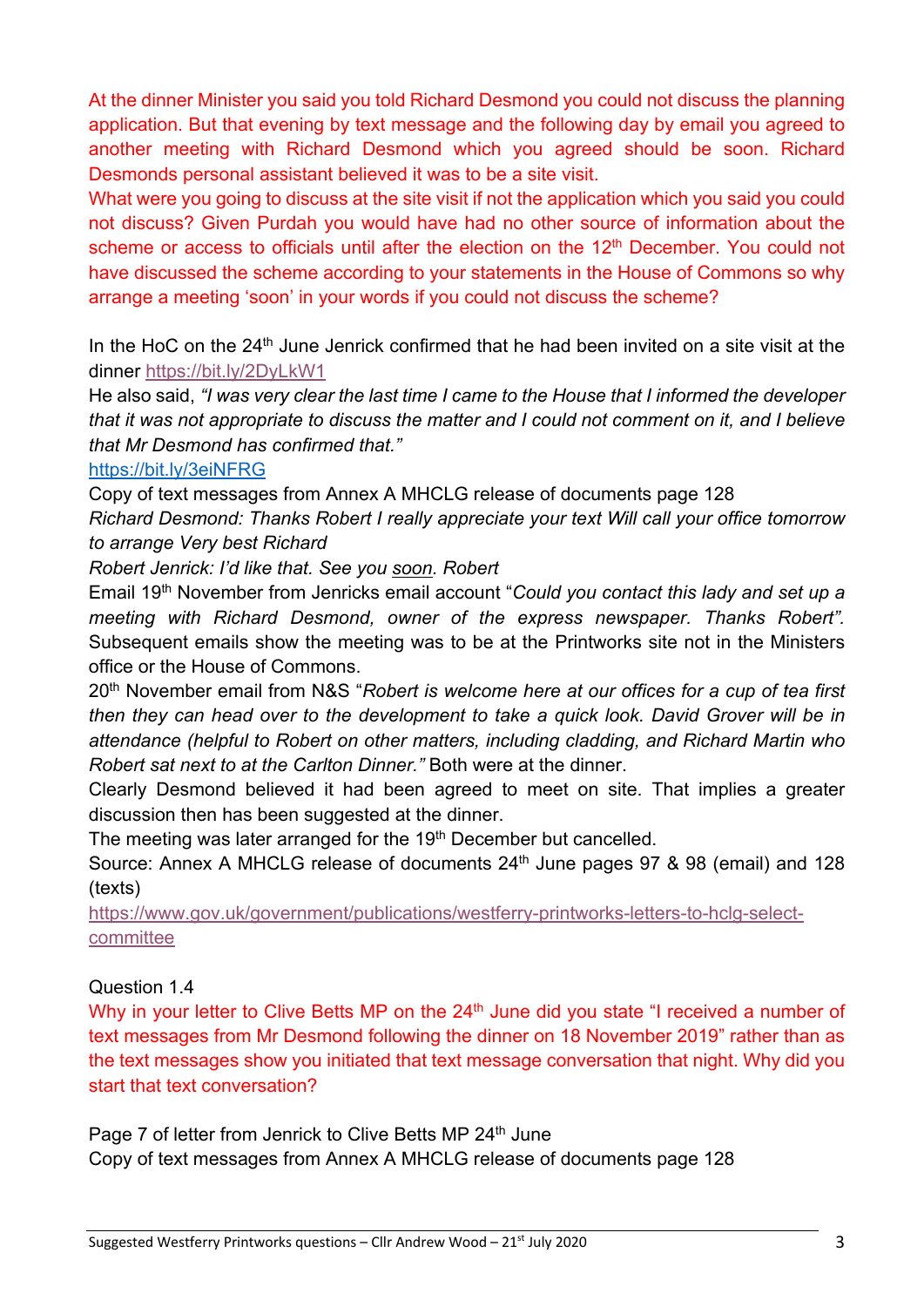At the dinner Minister you said you told Richard Desmond you could not discuss the planning application. But that evening by text message and the following day by email you agreed to another meeting with Richard Desmond which you agreed should be soon. Richard Desmonds personal assistant believed it was to be a site visit.
What were you going to discuss at the site visit if not the application which you said you could not discuss? Given Purdah you would have had no other source of information about the scheme or access to officials until after the election on the 12th December. You could not have discussed the scheme according to your statements in the House of Commons so why arrange a meeting 'soon' in your words if you could not discuss the scheme?

In the HoC on the 24th June Jenrick confirmed that he had been invited on a site visit at the dinner https://bit.ly/2DyLkW1
He also said, *"I was very clear the last time I came to the House that I informed the developer that it was not appropriate to discuss the matter and I could not comment on it, and I believe that Mr Desmond has confirmed that."*
https://bit.ly/3eiNFRG
Copy of text messages from Annex A MHCLG release of documents page 128
*Richard Desmond: Thanks Robert I really appreciate your text Will call your office tomorrow to arrange Very best Richard*
*Robert Jenrick: I'd like that. See you <u>soon</u>. Robert*
Email 19th November from Jenricks email account "*Could you contact this lady and set up a meeting with Richard Desmond, owner of the express newspaper. Thanks Robert".* Subsequent emails show the meeting was to be at the Printworks site not in the Ministers office or the House of Commons.
20th November email from N&S "*Robert is welcome here at our offices for a cup of tea first then they can head over to the development to take a quick look. David Grover will be in attendance (helpful to Robert on other matters, including cladding, and Richard Martin who Robert sat next to at the Carlton Dinner."* Both were at the dinner.
Clearly Desmond believed it had been agreed to meet on site. That implies a greater discussion then has been suggested at the dinner.
The meeting was later arranged for the 19th December but cancelled.
Source: Annex A MHCLG release of documents 24th June pages 97 & 98 (email) and 128 (texts)
https://www.gov.uk/government/publications/westferry-printworks-letters-to-hclg-select-committee

Question 1.4
Why in your letter to Clive Betts MP on the 24th June did you state "I received a number of text messages from Mr Desmond following the dinner on 18 November 2019" rather than as the text messages show you initiated that text message conversation that night. Why did you start that text conversation?

Page 7 of letter from Jenrick to Clive Betts MP 24th June
Copy of text messages from Annex A MHCLG release of documents page 128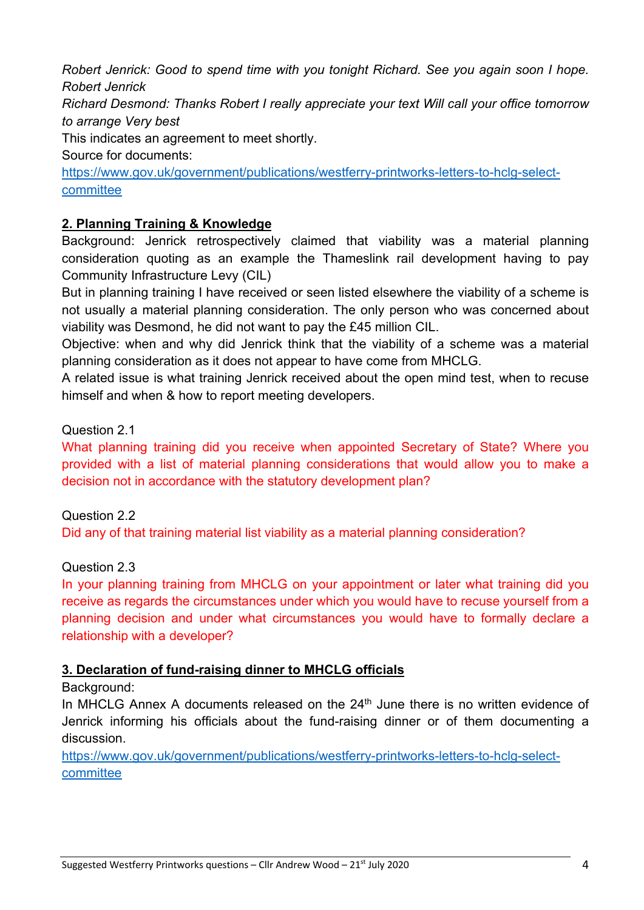*Robert Jenrick: Good to spend time with you tonight Richard. See you again soon I hope. Robert Jenrick*

*Richard Desmond: Thanks Robert I really appreciate your text Will call your office tomorrow to arrange Very best*

This indicates an agreement to meet shortly.

Source for documents:

https://www.gov.uk/government/publications/westferry-printworks-letters-to-hclg-select-committee

## 2. Planning Training & Knowledge

Background: Jenrick retrospectively claimed that viability was a material planning consideration quoting as an example the Thameslink rail development having to pay Community Infrastructure Levy (CIL)

But in planning training I have received or seen listed elsewhere the viability of a scheme is not usually a material planning consideration. The only person who was concerned about viability was Desmond, he did not want to pay the £45 million CIL.

Objective: when and why did Jenrick think that the viability of a scheme was a material planning consideration as it does not appear to have come from MHCLG.

A related issue is what training Jenrick received about the open mind test, when to recuse himself and when & how to report meeting developers.

Question 2.1

What planning training did you receive when appointed Secretary of State? Where you provided with a list of material planning considerations that would allow you to make a decision not in accordance with the statutory development plan?

Question 2.2

Did any of that training material list viability as a material planning consideration?

Question 2.3

In your planning training from MHCLG on your appointment or later what training did you receive as regards the circumstances under which you would have to recuse yourself from a planning decision and under what circumstances you would have to formally declare a relationship with a developer?

## 3. Declaration of fund-raising dinner to MHCLG officials

Background:

In MHCLG Annex A documents released on the 24th June there is no written evidence of Jenrick informing his officials about the fund-raising dinner or of them documenting a discussion.

https://www.gov.uk/government/publications/westferry-printworks-letters-to-hclg-select-committee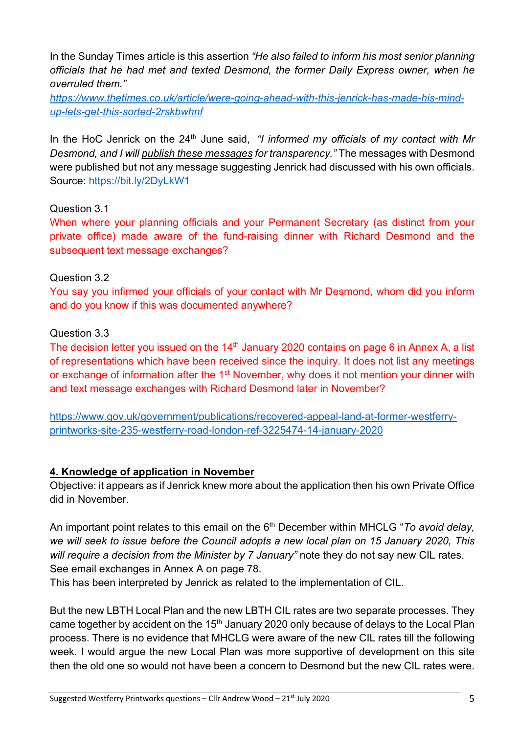In the Sunday Times article is this assertion *"He also failed to inform his most senior planning officials that he had met and texted Desmond, the former Daily Express owner, when he overruled them."*
[https://www.thetimes.co.uk/article/were-going-ahead-with-this-jenrick-has-made-his-mind-up-lets-get-this-sorted-2rskbwhnf](https://www.thetimes.co.uk/article/were-going-ahead-with-this-jenrick-has-made-his-mind-up-lets-get-this-sorted-2rskbwhnf)

In the HoC Jenrick on the 24th June said, *"I informed my officials of my contact with Mr Desmond, and I will publish these messages for transparency."* The messages with Desmond were published but not any message suggesting Jenrick had discussed with his own officials. Source: [https://bit.ly/2DyLkW1](https://bit.ly/2DyLkW1)

Question 3.1

When where your planning officials and your Permanent Secretary (as distinct from your private office) made aware of the fund-raising dinner with Richard Desmond and the subsequent text message exchanges?

Question 3.2

You say you infirmed your officials of your contact with Mr Desmond, whom did you inform and do you know if this was documented anywhere?

Question 3.3

The decision letter you issued on the 14th January 2020 contains on page 6 in Annex A, a list of representations which have been received since the inquiry. It does not list any meetings or exchange of information after the 1st November, why does it not mention your dinner with and text message exchanges with Richard Desmond later in November?

[https://www.gov.uk/government/publications/recovered-appeal-land-at-former-westferry-printworks-site-235-westferry-road-london-ref-3225474-14-january-2020](https://www.gov.uk/government/publications/recovered-appeal-land-at-former-westferry-printworks-site-235-westferry-road-london-ref-3225474-14-january-2020)

## 4. Knowledge of application in November

Objective: it appears as if Jenrick knew more about the application then his own Private Office did in November.

An important point relates to this email on the 6th December within MHCLG "*To avoid delay, we will seek to issue before the Council adopts a new local plan on 15 January 2020, This will require a decision from the Minister by 7 January"* note they do not say new CIL rates. See email exchanges in Annex A on page 78.
This has been interpreted by Jenrick as related to the implementation of CIL.

But the new LBTH Local Plan and the new LBTH CIL rates are two separate processes. They came together by accident on the 15th January 2020 only because of delays to the Local Plan process. There is no evidence that MHCLG were aware of the new CIL rates till the following week. I would argue the new Local Plan was more supportive of development on this site then the old one so would not have been a concern to Desmond but the new CIL rates were.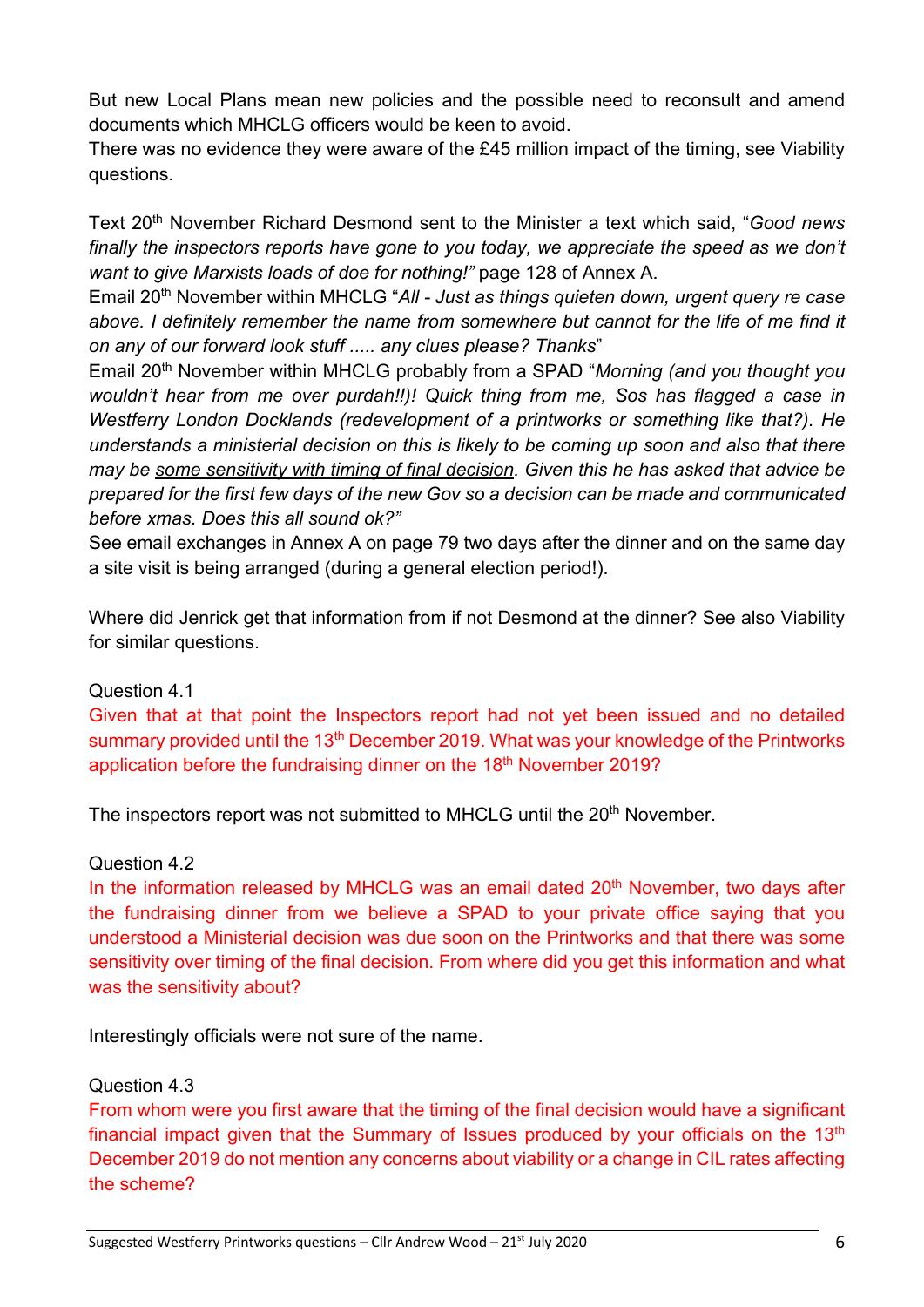But new Local Plans mean new policies and the possible need to reconsult and amend documents which MHCLG officers would be keen to avoid.
There was no evidence they were aware of the £45 million impact of the timing, see Viability questions.

Text 20th November Richard Desmond sent to the Minister a text which said, "*Good news finally the inspectors reports have gone to you today, we appreciate the speed as we don't want to give Marxists loads of doe for nothing!"* page 128 of Annex A.
Email 20th November within MHCLG "*All - Just as things quieten down, urgent query re case above. I definitely remember the name from somewhere but cannot for the life of me find it on any of our forward look stuff ..... any clues please? Thanks*"
Email 20th November within MHCLG probably from a SPAD "*Morning (and you thought you wouldn't hear from me over purdah!!)! Quick thing from me, Sos has flagged a case in Westferry London Docklands (redevelopment of a printworks or something like that?). He understands a ministerial decision on this is likely to be coming up soon and also that there may be <u>some sensitivity with timing of final decision</u>. Given this he has asked that advice be prepared for the first few days of the new Gov so a decision can be made and communicated before xmas. Does this all sound ok?"*
See email exchanges in Annex A on page 79 two days after the dinner and on the same day a site visit is being arranged (during a general election period!).

Where did Jenrick get that information from if not Desmond at the dinner? See also Viability for similar questions.

Question 4.1
Given that at that point the Inspectors report had not yet been issued and no detailed summary provided until the 13th December 2019. What was your knowledge of the Printworks application before the fundraising dinner on the 18th November 2019?

The inspectors report was not submitted to MHCLG until the 20th November.

Question 4.2
In the information released by MHCLG was an email dated 20th November, two days after the fundraising dinner from we believe a SPAD to your private office saying that you understood a Ministerial decision was due soon on the Printworks and that there was some sensitivity over timing of the final decision. From where did you get this information and what was the sensitivity about?

Interestingly officials were not sure of the name.

Question 4.3
From whom were you first aware that the timing of the final decision would have a significant financial impact given that the Summary of Issues produced by your officials on the 13th December 2019 do not mention any concerns about viability or a change in CIL rates affecting the scheme?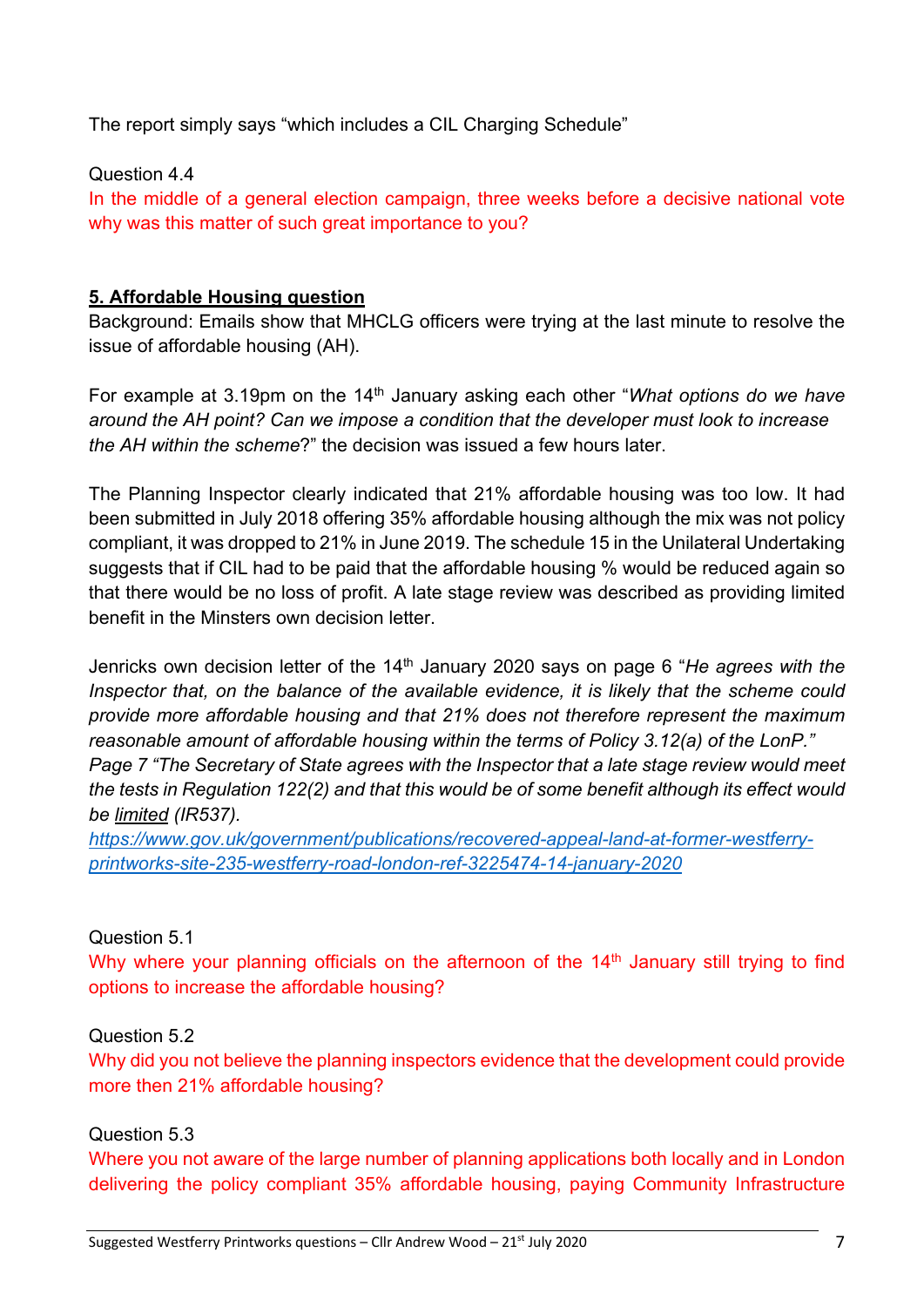The report simply says "which includes a CIL Charging Schedule"

Question 4.4

In the middle of a general election campaign, three weeks before a decisive national vote why was this matter of such great importance to you?

## 5. Affordable Housing question

Background: Emails show that MHCLG officers were trying at the last minute to resolve the issue of affordable housing (AH).

For example at 3.19pm on the 14th January asking each other "*What options do we have around the AH point? Can we impose a condition that the developer must look to increase the AH within the scheme*?" the decision was issued a few hours later.

The Planning Inspector clearly indicated that 21% affordable housing was too low. It had been submitted in July 2018 offering 35% affordable housing although the mix was not policy compliant, it was dropped to 21% in June 2019. The schedule 15 in the Unilateral Undertaking suggests that if CIL had to be paid that the affordable housing % would be reduced again so that there would be no loss of profit. A late stage review was described as providing limited benefit in the Minsters own decision letter.

Jenricks own decision letter of the 14th January 2020 says on page 6 "*He agrees with the Inspector that, on the balance of the available evidence, it is likely that the scheme could provide more affordable housing and that 21% does not therefore represent the maximum reasonable amount of affordable housing within the terms of Policy 3.12(a) of the LonP.*"
*Page 7 "The Secretary of State agrees with the Inspector that a late stage review would meet the tests in Regulation 122(2) and that this would be of some benefit although its effect would be* *__limited__* *(IR537).*
[https://www.gov.uk/government/publications/recovered-appeal-land-at-former-westferry-printworks-site-235-westferry-road-london-ref-3225474-14-january-2020](https://www.gov.uk/government/publications/recovered-appeal-land-at-former-westferry-printworks-site-235-westferry-road-london-ref-3225474-14-january-2020)

Question 5.1

Why where your planning officials on the afternoon of the 14th January still trying to find options to increase the affordable housing?

Question 5.2

Why did you not believe the planning inspectors evidence that the development could provide more then 21% affordable housing?

Question 5.3

Where you not aware of the large number of planning applications both locally and in London delivering the policy compliant 35% affordable housing, paying Community Infrastructure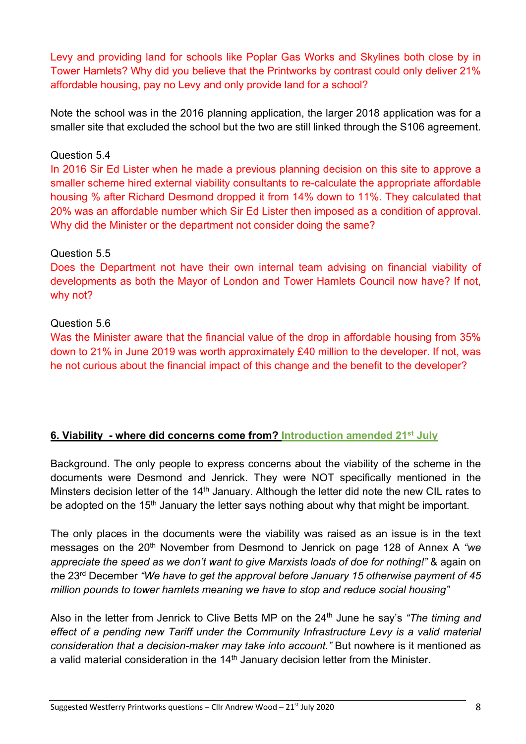Levy and providing land for schools like Poplar Gas Works and Skylines both close by in Tower Hamlets? Why did you believe that the Printworks by contrast could only deliver 21% affordable housing, pay no Levy and only provide land for a school?

Note the school was in the 2016 planning application, the larger 2018 application was for a smaller site that excluded the school but the two are still linked through the S106 agreement.

Question 5.4

In 2016 Sir Ed Lister when he made a previous planning decision on this site to approve a smaller scheme hired external viability consultants to re-calculate the appropriate affordable housing % after Richard Desmond dropped it from 14% down to 11%. They calculated that 20% was an affordable number which Sir Ed Lister then imposed as a condition of approval. Why did the Minister or the department not consider doing the same?

Question 5.5

Does the Department not have their own internal team advising on financial viability of developments as both the Mayor of London and Tower Hamlets Council now have? If not, why not?

Question 5.6

Was the Minister aware that the financial value of the drop in affordable housing from 35% down to 21% in June 2019 was worth approximately £40 million to the developer. If not, was he not curious about the financial impact of this change and the benefit to the developer?

## 6. Viability - where did concerns come from? Introduction amended 21st July

Background. The only people to express concerns about the viability of the scheme in the documents were Desmond and Jenrick. They were NOT specifically mentioned in the Minsters decision letter of the 14th January. Although the letter did note the new CIL rates to be adopted on the 15th January the letter says nothing about why that might be important.

The only places in the documents were the viability was raised as an issue is in the text messages on the 20th November from Desmond to Jenrick on page 128 of Annex A *"we appreciate the speed as we don't want to give Marxists loads of doe for nothing!"* & again on the 23rd December *"We have to get the approval before January 15 otherwise payment of 45 million pounds to tower hamlets meaning we have to stop and reduce social housing"*

Also in the letter from Jenrick to Clive Betts MP on the 24th June he say's *"The timing and effect of a pending new Tariff under the Community Infrastructure Levy is a valid material consideration that a decision-maker may take into account."* But nowhere is it mentioned as a valid material consideration in the 14th January decision letter from the Minister.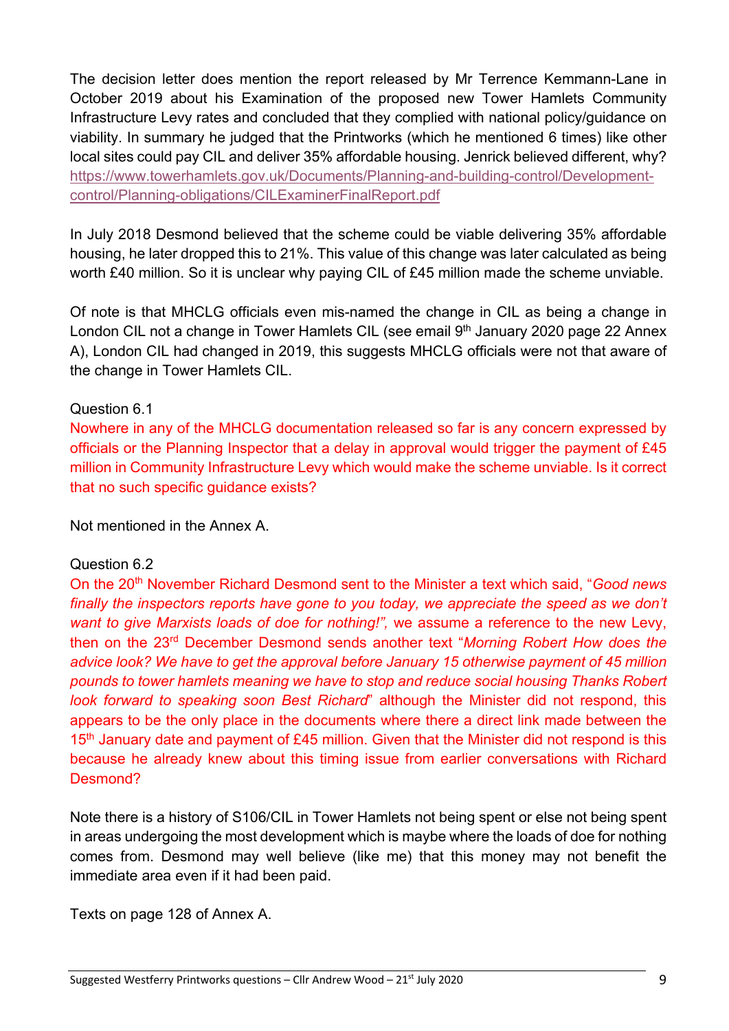The decision letter does mention the report released by Mr Terrence Kemmann-Lane in October 2019 about his Examination of the proposed new Tower Hamlets Community Infrastructure Levy rates and concluded that they complied with national policy/guidance on viability. In summary he judged that the Printworks (which he mentioned 6 times) like other local sites could pay CIL and deliver 35% affordable housing. Jenrick believed different, why? https://www.towerhamlets.gov.uk/Documents/Planning-and-building-control/Development-control/Planning-obligations/CILExaminerFinalReport.pdf

In July 2018 Desmond believed that the scheme could be viable delivering 35% affordable housing, he later dropped this to 21%. This value of this change was later calculated as being worth £40 million. So it is unclear why paying CIL of £45 million made the scheme unviable.

Of note is that MHCLG officials even mis-named the change in CIL as being a change in London CIL not a change in Tower Hamlets CIL (see email 9th January 2020 page 22 Annex A), London CIL had changed in 2019, this suggests MHCLG officials were not that aware of the change in Tower Hamlets CIL.

Question 6.1

Nowhere in any of the MHCLG documentation released so far is any concern expressed by officials or the Planning Inspector that a delay in approval would trigger the payment of £45 million in Community Infrastructure Levy which would make the scheme unviable. Is it correct that no such specific guidance exists?

Not mentioned in the Annex A.

Question 6.2

On the 20th November Richard Desmond sent to the Minister a text which said, "*Good news finally the inspectors reports have gone to you today, we appreciate the speed as we don't want to give Marxists loads of doe for nothing!",* we assume a reference to the new Levy, then on the 23rd December Desmond sends another text "*Morning Robert How does the advice look? We have to get the approval before January 15 otherwise payment of 45 million pounds to tower hamlets meaning we have to stop and reduce social housing Thanks Robert look forward to speaking soon Best Richard*" although the Minister did not respond, this appears to be the only place in the documents where there a direct link made between the 15th January date and payment of £45 million. Given that the Minister did not respond is this because he already knew about this timing issue from earlier conversations with Richard Desmond?

Note there is a history of S106/CIL in Tower Hamlets not being spent or else not being spent in areas undergoing the most development which is maybe where the loads of doe for nothing comes from. Desmond may well believe (like me) that this money may not benefit the immediate area even if it had been paid.

Texts on page 128 of Annex A.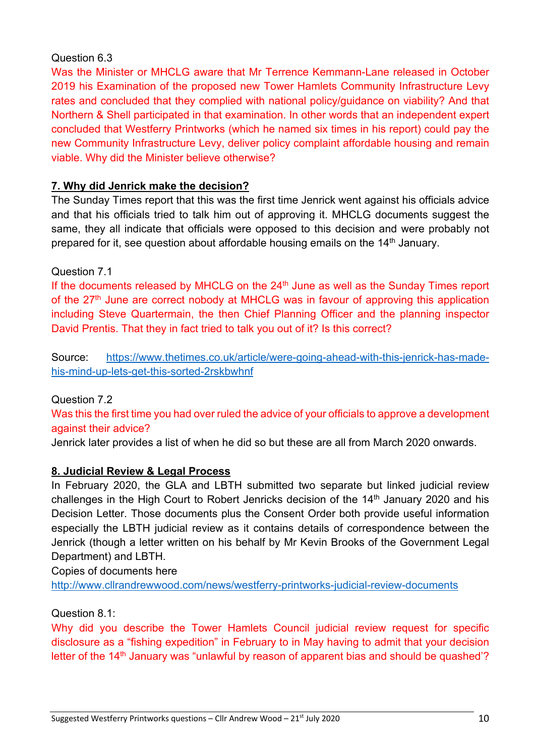Question 6.3

Was the Minister or MHCLG aware that Mr Terrence Kemmann-Lane released in October 2019 his Examination of the proposed new Tower Hamlets Community Infrastructure Levy rates and concluded that they complied with national policy/guidance on viability? And that Northern & Shell participated in that examination. In other words that an independent expert concluded that Westferry Printworks (which he named six times in his report) could pay the new Community Infrastructure Levy, deliver policy complaint affordable housing and remain viable. Why did the Minister believe otherwise?

## 7. Why did Jenrick make the decision?

The Sunday Times report that this was the first time Jenrick went against his officials advice and that his officials tried to talk him out of approving it. MHCLG documents suggest the same, they all indicate that officials were opposed to this decision and were probably not prepared for it, see question about affordable housing emails on the 14th January.

Question 7.1

If the documents released by MHCLG on the 24th June as well as the Sunday Times report of the 27th June are correct nobody at MHCLG was in favour of approving this application including Steve Quartermain, the then Chief Planning Officer and the planning inspector David Prentis. That they in fact tried to talk you out of it? Is this correct?

Source: https://www.thetimes.co.uk/article/were-going-ahead-with-this-jenrick-has-made-his-mind-up-lets-get-this-sorted-2rskbwhnf

Question 7.2

Was this the first time you had over ruled the advice of your officials to approve a development against their advice?

Jenrick later provides a list of when he did so but these are all from March 2020 onwards.

## 8. Judicial Review & Legal Process

In February 2020, the GLA and LBTH submitted two separate but linked judicial review challenges in the High Court to Robert Jenricks decision of the 14th January 2020 and his Decision Letter. Those documents plus the Consent Order both provide useful information especially the LBTH judicial review as it contains details of correspondence between the Jenrick (though a letter written on his behalf by Mr Kevin Brooks of the Government Legal Department) and LBTH.

Copies of documents here

http://www.cllrandrewwood.com/news/westferry-printworks-judicial-review-documents

Question 8.1:

Why did you describe the Tower Hamlets Council judicial review request for specific disclosure as a "fishing expedition" in February to in May having to admit that your decision letter of the 14th January was "unlawful by reason of apparent bias and should be quashed'?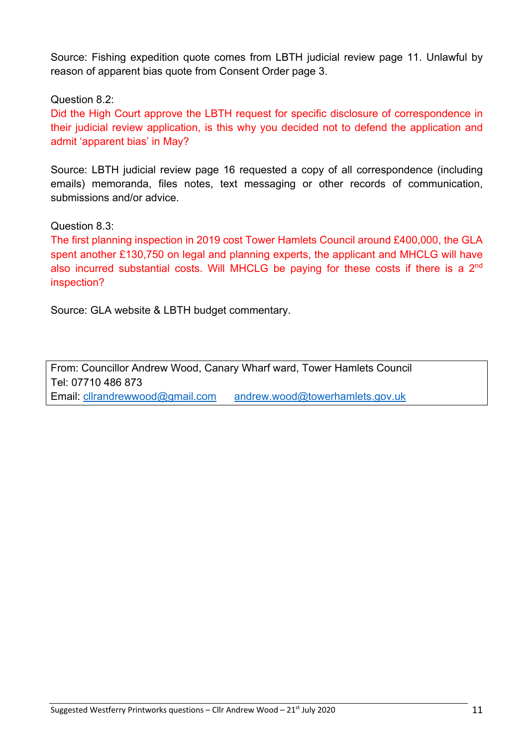Source: Fishing expedition quote comes from LBTH judicial review page 11. Unlawful by reason of apparent bias quote from Consent Order page 3.

Question 8.2:

Did the High Court approve the LBTH request for specific disclosure of correspondence in their judicial review application, is this why you decided not to defend the application and admit 'apparent bias' in May?

Source: LBTH judicial review page 16 requested a copy of all correspondence (including emails) memoranda, files notes, text messaging or other records of communication, submissions and/or advice.

Question 8.3:

The first planning inspection in 2019 cost Tower Hamlets Council around £400,000, the GLA spent another £130,750 on legal and planning experts, the applicant and MHCLG will have also incurred substantial costs. Will MHCLG be paying for these costs if there is a 2nd inspection?

Source: GLA website & LBTH budget commentary.

From: Councillor Andrew Wood, Canary Wharf ward, Tower Hamlets Council
Tel: 07710 486 873
Email: cllrandrewwood@gmail.com andrew.wood@towerhamlets.gov.uk